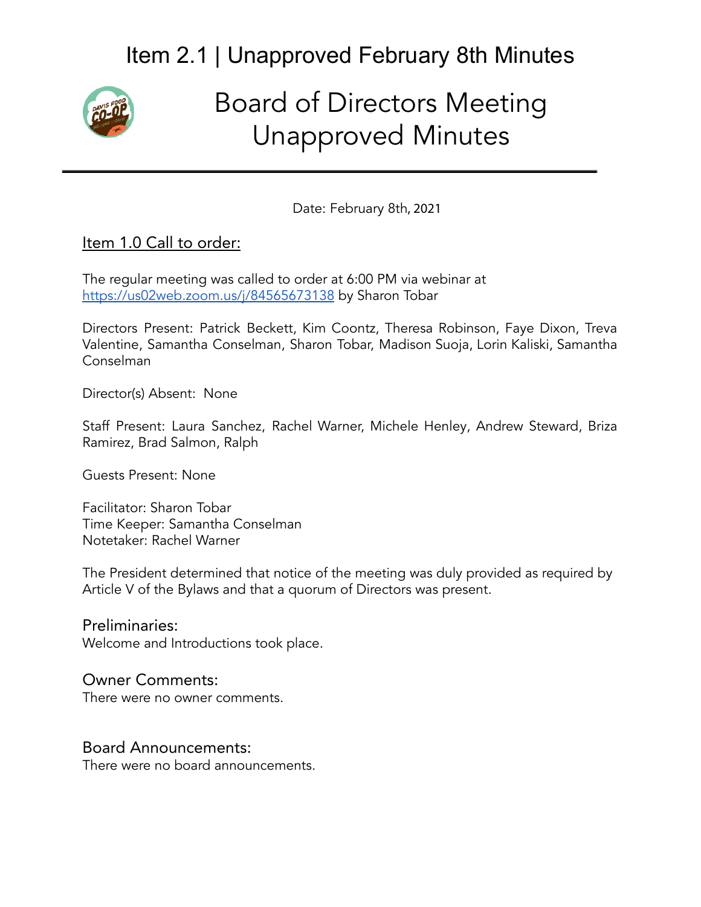# Item 2.1 | Unapproved February 8th Minutes

# Board of Directors Meeting Unapproved Minutes

Date: February 8th, 2021

## Item 1.0 Call to order:

The regular meeting was called to order at 6:00 PM via webinar at https://us02web.zoom.us/j/84565673138 by Sharon Tobar

Directors Present: Patrick Beckett, Kim Coontz, Theresa Robinson, Faye Dixon, Treva Valentine, Samantha Conselman, Sharon Tobar, Madison Suoja, Lorin Kaliski, Samantha Conselman

Director(s) Absent: None

Staff Present: Laura Sanchez, Rachel Warner, Michele Henley, Andrew Steward, Briza Ramirez, Brad Salmon, Ralph

Guests Present: None

Facilitator: Sharon Tobar
Time Keeper: Samantha Conselman
Notetaker: Rachel Warner

The President determined that notice of the meeting was duly provided as required by Article V of the Bylaws and that a quorum of Directors was present.

### Preliminaries:

Welcome and Introductions took place.

### Owner Comments:

There were no owner comments.

### Board Announcements:

There were no board announcements.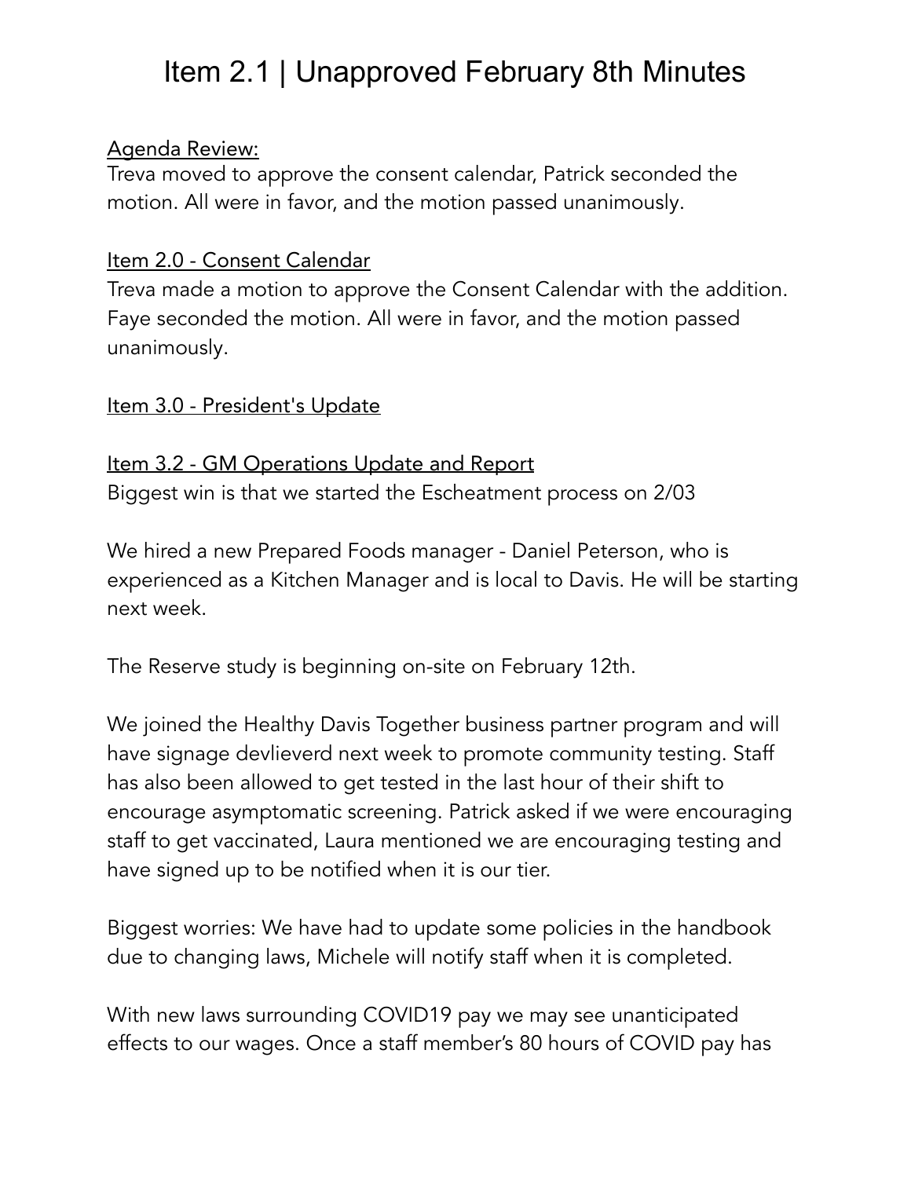# Item 2.1 | Unapproved February 8th Minutes

<u>Agenda Review:</u>
Treva moved to approve the consent calendar, Patrick seconded the motion. All were in favor, and the motion passed unanimously.

<u>Item 2.0 - Consent Calendar</u>
Treva made a motion to approve the Consent Calendar with the addition. Faye seconded the motion. All were in favor, and the motion passed unanimously.

<u>Item 3.0 - President's Update</u>

<u>Item 3.2 - GM Operations Update and Report</u>
Biggest win is that we started the Escheatment process on 2/03

We hired a new Prepared Foods manager - Daniel Peterson, who is experienced as a Kitchen Manager and is local to Davis. He will be starting next week.

The Reserve study is beginning on-site on February 12th.

We joined the Healthy Davis Together business partner program and will have signage devlieverd next week to promote community testing. Staff has also been allowed to get tested in the last hour of their shift to encourage asymptomatic screening. Patrick asked if we were encouraging staff to get vaccinated, Laura mentioned we are encouraging testing and have signed up to be notified when it is our tier.

Biggest worries: We have had to update some policies in the handbook due to changing laws, Michele will notify staff when it is completed.

With new laws surrounding COVID19 pay we may see unanticipated effects to our wages. Once a staff member's 80 hours of COVID pay has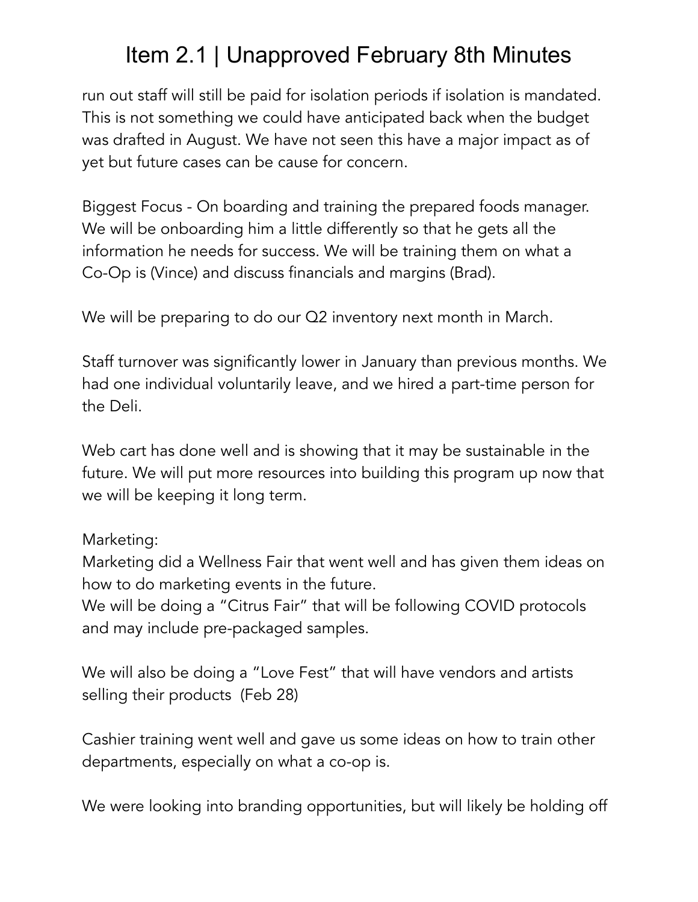run out staff will still be paid for isolation periods if isolation is mandated. This is not something we could have anticipated back when the budget was drafted in August. We have not seen this have a major impact as of yet but future cases can be cause for concern.

Biggest Focus - On boarding and training the prepared foods manager. We will be onboarding him a little differently so that he gets all the information he needs for success. We will be training them on what a Co-Op is (Vince) and discuss financials and margins (Brad).

We will be preparing to do our Q2 inventory next month in March.

Staff turnover was significantly lower in January than previous months. We had one individual voluntarily leave, and we hired a part-time person for the Deli.

Web cart has done well and is showing that it may be sustainable in the future. We will put more resources into building this program up now that we will be keeping it long term.

Marketing:
Marketing did a Wellness Fair that went well and has given them ideas on how to do marketing events in the future.
We will be doing a "Citrus Fair" that will be following COVID protocols and may include pre-packaged samples.

We will also be doing a "Love Fest" that will have vendors and artists selling their products (Feb 28)

Cashier training went well and gave us some ideas on how to train other departments, especially on what a co-op is.

We were looking into branding opportunities, but will likely be holding off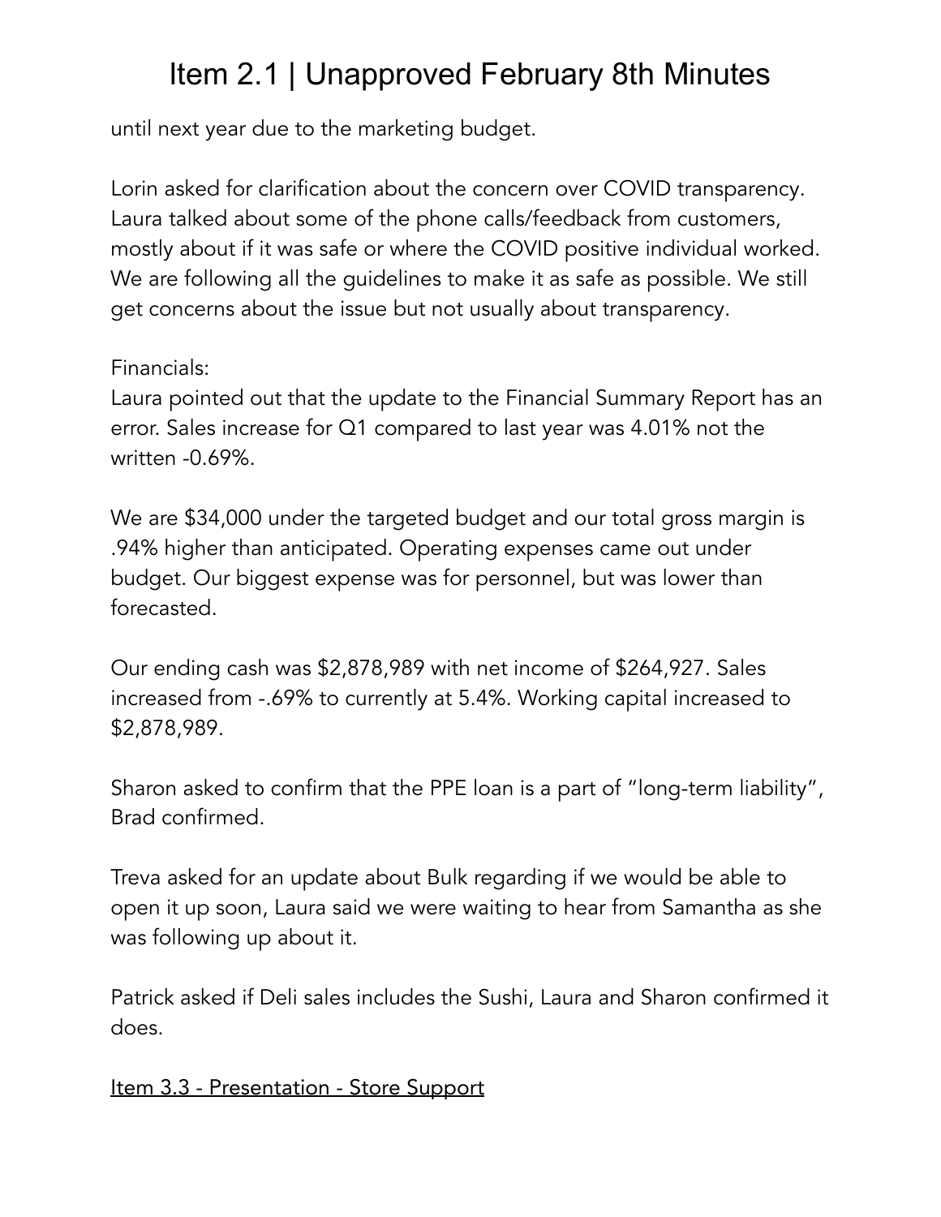until next year due to the marketing budget.

Lorin asked for clarification about the concern over COVID transparency. Laura talked about some of the phone calls/feedback from customers, mostly about if it was safe or where the COVID positive individual worked. We are following all the guidelines to make it as safe as possible. We still get concerns about the issue but not usually about transparency.

Financials:
Laura pointed out that the update to the Financial Summary Report has an error. Sales increase for Q1 compared to last year was 4.01% not the written -0.69%.

We are $34,000 under the targeted budget and our total gross margin is .94% higher than anticipated. Operating expenses came out under budget. Our biggest expense was for personnel, but was lower than forecasted.

Our ending cash was $2,878,989 with net income of $264,927. Sales increased from -.69% to currently at 5.4%. Working capital increased to $2,878,989.

Sharon asked to confirm that the PPE loan is a part of “long-term liability”, Brad confirmed.

Treva asked for an update about Bulk regarding if we would be able to open it up soon, Laura said we were waiting to hear from Samantha as she was following up about it.

Patrick asked if Deli sales includes the Sushi, Laura and Sharon confirmed it does.

<u>Item 3.3 - Presentation - Store Support</u>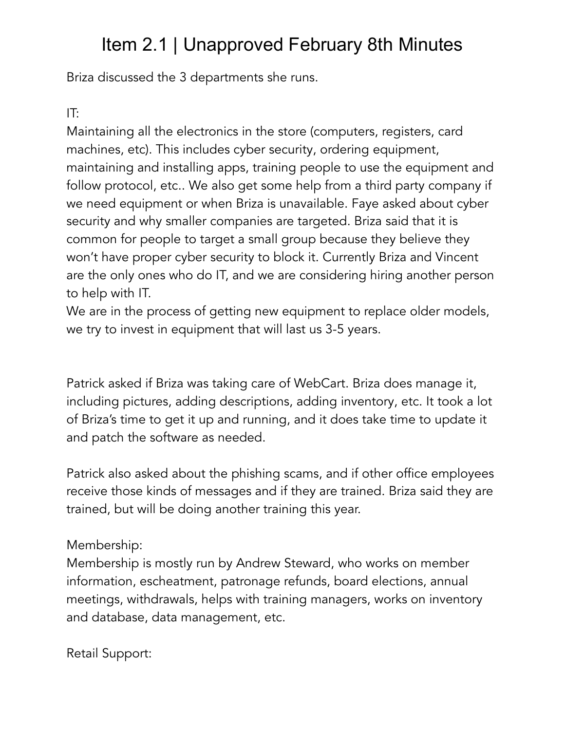# Item 2.1 | Unapproved February 8th Minutes

Briza discussed the 3 departments she runs.

IT:
Maintaining all the electronics in the store (computers, registers, card machines, etc). This includes cyber security, ordering equipment, maintaining and installing apps, training people to use the equipment and follow protocol, etc.. We also get some help from a third party company if we need equipment or when Briza is unavailable. Faye asked about cyber security and why smaller companies are targeted. Briza said that it is common for people to target a small group because they believe they won't have proper cyber security to block it. Currently Briza and Vincent are the only ones who do IT, and we are considering hiring another person to help with IT.
We are in the process of getting new equipment to replace older models, we try to invest in equipment that will last us 3-5 years.

Patrick asked if Briza was taking care of WebCart. Briza does manage it, including pictures, adding descriptions, adding inventory, etc. It took a lot of Briza's time to get it up and running, and it does take time to update it and patch the software as needed.

Patrick also asked about the phishing scams, and if other office employees receive those kinds of messages and if they are trained. Briza said they are trained, but will be doing another training this year.

Membership:
Membership is mostly run by Andrew Steward, who works on member information, escheatment, patronage refunds, board elections, annual meetings, withdrawals, helps with training managers, works on inventory and database, data management, etc.

Retail Support: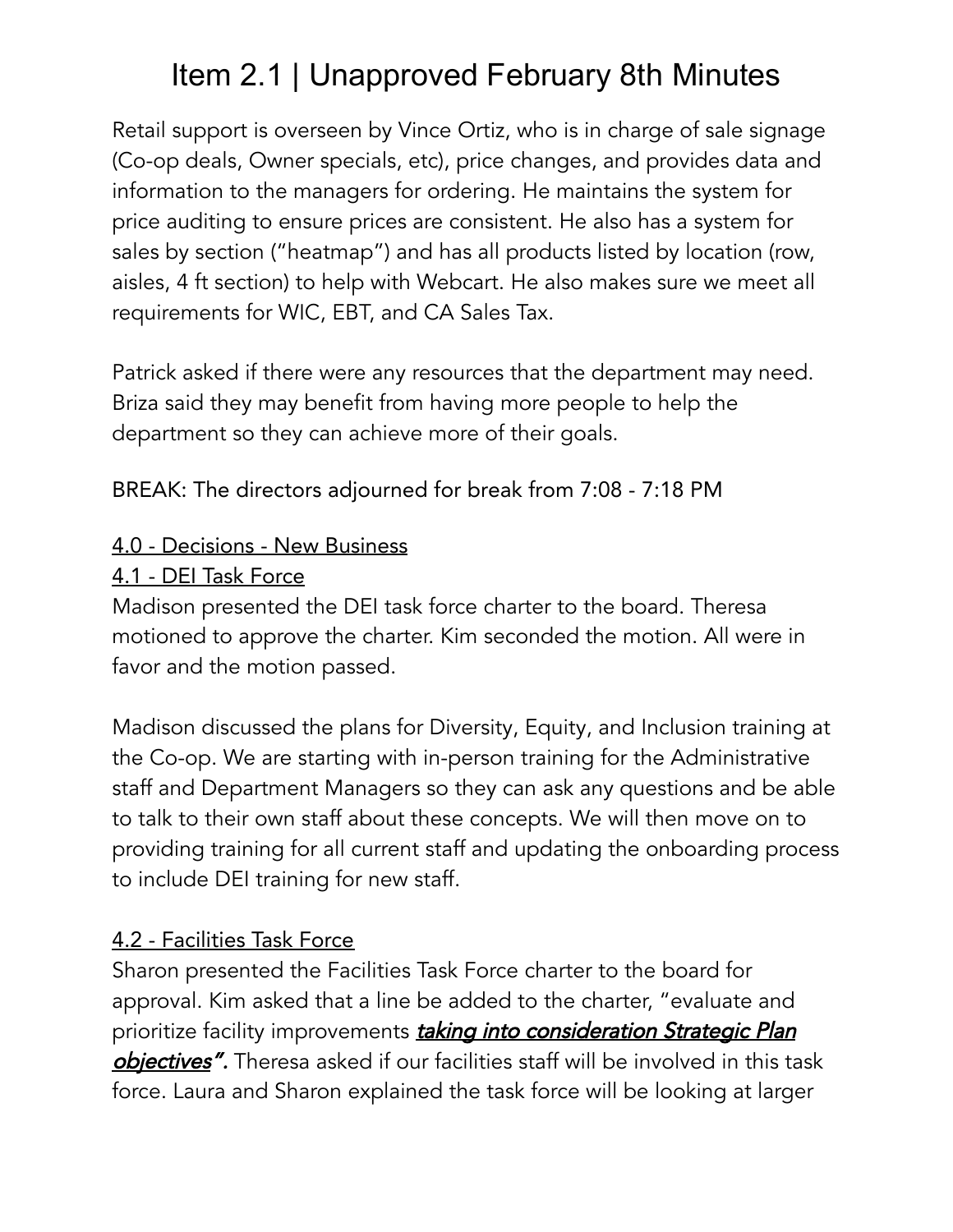# Item 2.1 | Unapproved February 8th Minutes

Retail support is overseen by Vince Ortiz, who is in charge of sale signage (Co-op deals, Owner specials, etc), price changes, and provides data and information to the managers for ordering. He maintains the system for price auditing to ensure prices are consistent. He also has a system for sales by section ("heatmap") and has all products listed by location (row, aisles, 4 ft section) to help with Webcart. He also makes sure we meet all requirements for WIC, EBT, and CA Sales Tax.

Patrick asked if there were any resources that the department may need. Briza said they may benefit from having more people to help the department so they can achieve more of their goals.

BREAK: The directors adjourned for break from 7:08 - 7:18 PM

<u>4.0 - Decisions - New Business</u>

<u>4.1 - DEI Task Force</u>

Madison presented the DEI task force charter to the board. Theresa motioned to approve the charter. Kim seconded the motion. All were in favor and the motion passed.

Madison discussed the plans for Diversity, Equity, and Inclusion training at the Co-op. We are starting with in-person training for the Administrative staff and Department Managers so they can ask any questions and be able to talk to their own staff about these concepts. We will then move on to providing training for all current staff and updating the onboarding process to include DEI training for new staff.

<u>4.2 - Facilities Task Force</u>

Sharon presented the Facilities Task Force charter to the board for approval. Kim asked that a line be added to the charter, "evaluate and prioritize facility improvements ***<u>taking into consideration Strategic Plan objectives</u>*"**. Theresa asked if our facilities staff will be involved in this task force. Laura and Sharon explained the task force will be looking at larger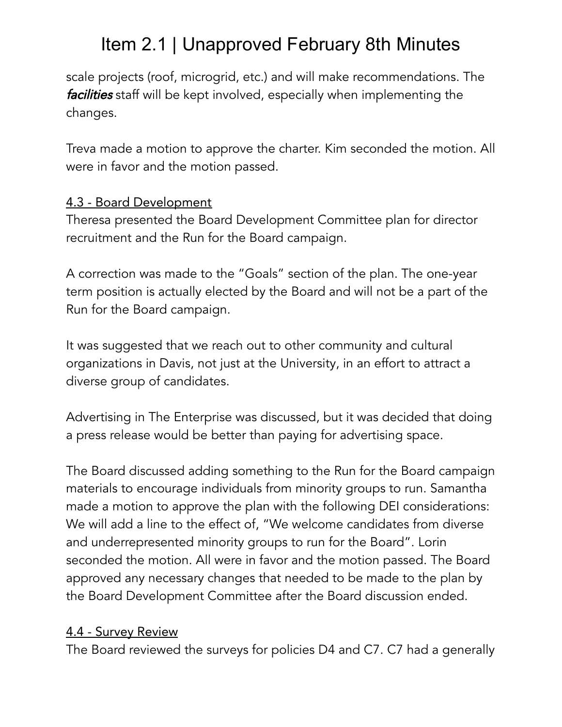scale projects (roof, microgrid, etc.) and will make recommendations. The ***facilities*** staff will be kept involved, especially when implementing the changes.

Treva made a motion to approve the charter. Kim seconded the motion. All were in favor and the motion passed.

4.3 - Board Development

Theresa presented the Board Development Committee plan for director recruitment and the Run for the Board campaign.

A correction was made to the "Goals" section of the plan. The one-year term position is actually elected by the Board and will not be a part of the Run for the Board campaign.

It was suggested that we reach out to other community and cultural organizations in Davis, not just at the University, in an effort to attract a diverse group of candidates.

Advertising in The Enterprise was discussed, but it was decided that doing a press release would be better than paying for advertising space.

The Board discussed adding something to the Run for the Board campaign materials to encourage individuals from minority groups to run. Samantha made a motion to approve the plan with the following DEI considerations: We will add a line to the effect of, "We welcome candidates from diverse and underrepresented minority groups to run for the Board". Lorin seconded the motion. All were in favor and the motion passed. The Board approved any necessary changes that needed to be made to the plan by the Board Development Committee after the Board discussion ended.

4.4 - Survey Review

The Board reviewed the surveys for policies D4 and C7. C7 had a generally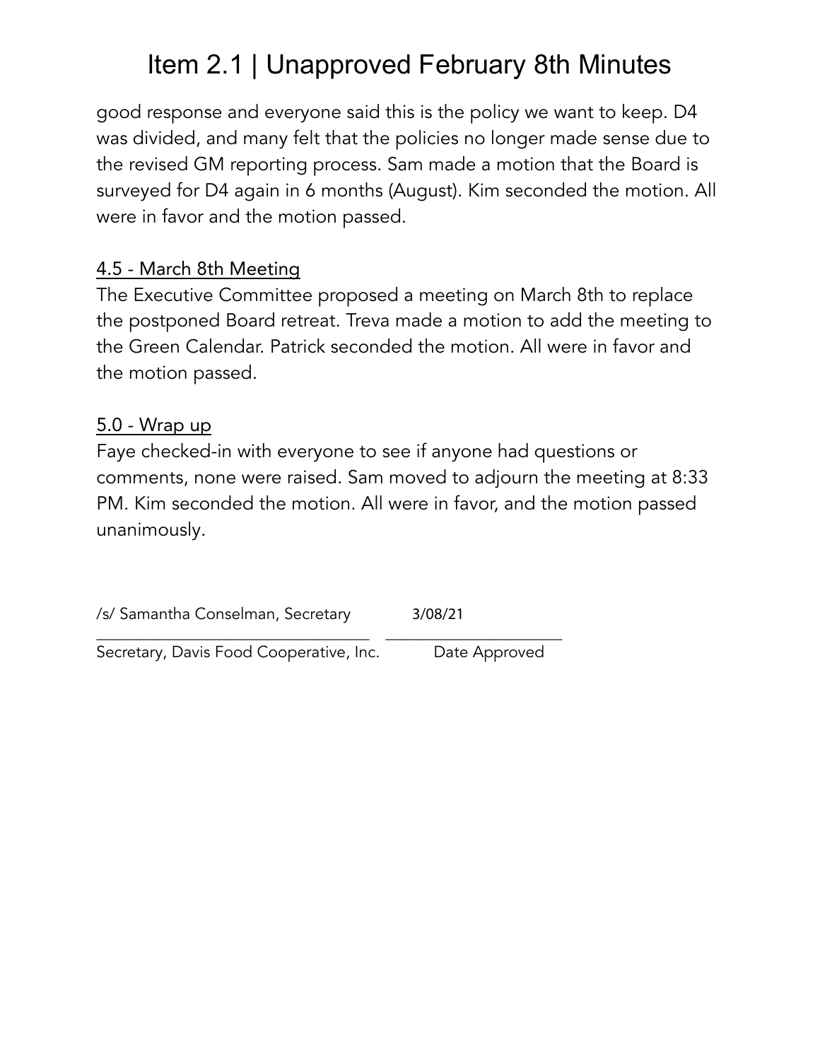good response and everyone said this is the policy we want to keep. D4 was divided, and many felt that the policies no longer made sense due to the revised GM reporting process. Sam made a motion that the Board is surveyed for D4 again in 6 months (August). Kim seconded the motion. All were in favor and the motion passed.

4.5 - March 8th Meeting

The Executive Committee proposed a meeting on March 8th to replace the postponed Board retreat. Treva made a motion to add the meeting to the Green Calendar. Patrick seconded the motion. All were in favor and the motion passed.

5.0 - Wrap up

Faye checked-in with everyone to see if anyone had questions or comments, none were raised. Sam moved to adjourn the meeting at 8:33 PM. Kim seconded the motion. All were in favor, and the motion passed unanimously.

/s/ Samantha Conselman, Secretary 3/08/21

_______________________________ ____________________

Secretary, Davis Food Cooperative, Inc. Date Approved